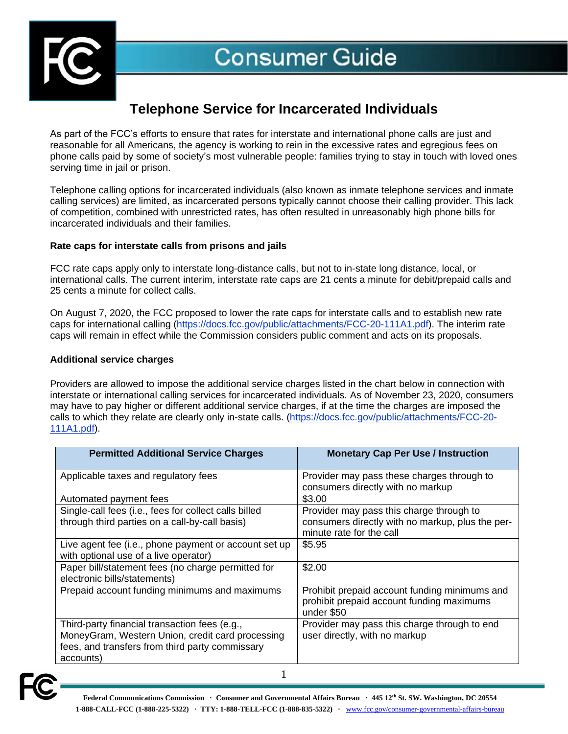# Consumer Guide

## Telephone Service for Incarcerated Individuals

As part of the FCC's efforts to ensure that rates for interstate and international phone calls are just and reasonable for all Americans, the agency is working to rein in the excessive rates and egregious fees on phone calls paid by some of society's most vulnerable people: families trying to stay in touch with loved ones serving time in jail or prison.

Telephone calling options for incarcerated individuals (also known as inmate telephone services and inmate calling services) are limited, as incarcerated persons typically cannot choose their calling provider. This lack of competition, combined with unrestricted rates, has often resulted in unreasonably high phone bills for incarcerated individuals and their families.

**Rate caps for interstate calls from prisons and jails**

FCC rate caps apply only to interstate long-distance calls, but not to in-state long distance, local, or international calls. The current interim, interstate rate caps are 21 cents a minute for debit/prepaid calls and 25 cents a minute for collect calls.

On August 7, 2020, the FCC proposed to lower the rate caps for interstate calls and to establish new rate caps for international calling (https://docs.fcc.gov/public/attachments/FCC-20-111A1.pdf). The interim rate caps will remain in effect while the Commission considers public comment and acts on its proposals.

**Additional service charges**

Providers are allowed to impose the additional service charges listed in the chart below in connection with interstate or international calling services for incarcerated individuals. As of November 23, 2020, consumers may have to pay higher or different additional service charges, if at the time the charges are imposed the calls to which they relate are clearly only in-state calls. (https://docs.fcc.gov/public/attachments/FCC-20-111A1.pdf).

| Permitted Additional Service Charges | Monetary Cap Per Use / Instruction |
|---|---|
| Applicable taxes and regulatory fees | Provider may pass these charges through to consumers directly with no markup |
| Automated payment fees | $3.00 |
| Single-call fees (i.e., fees for collect calls billed through third parties on a call-by-call basis) | Provider may pass this charge through to consumers directly with no markup, plus the per-minute rate for the call |
| Live agent fee (i.e., phone payment or account set up with optional use of a live operator) | $5.95 |
| Paper bill/statement fees (no charge permitted for electronic bills/statements) | $2.00 |
| Prepaid account funding minimums and maximums | Prohibit prepaid account funding minimums and prohibit prepaid account funding maximums under $50 |
| Third-party financial transaction fees (e.g., MoneyGram, Western Union, credit card processing fees, and transfers from third party commissary accounts) | Provider may pass this charge through to end user directly, with no markup |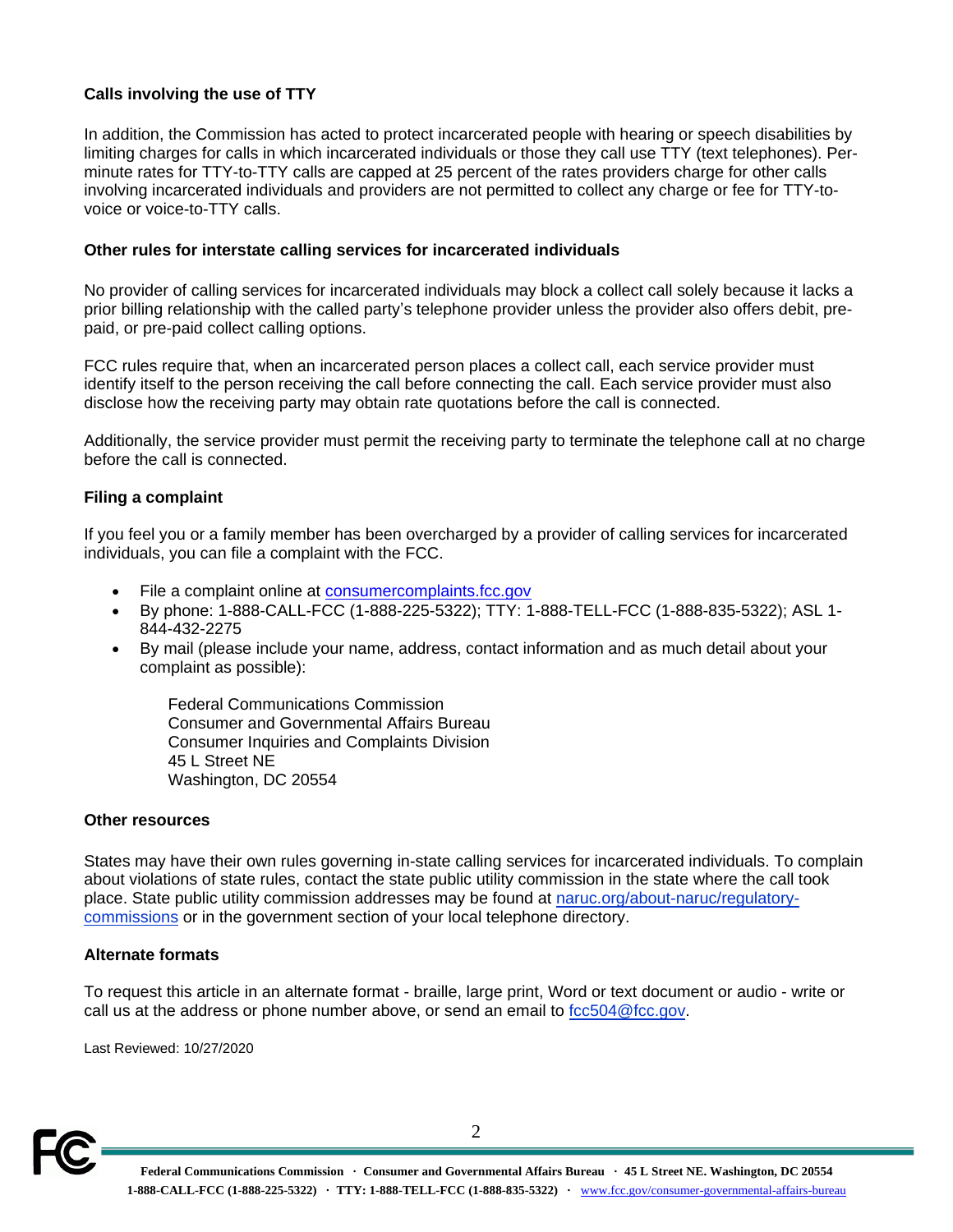### Calls involving the use of TTY

In addition, the Commission has acted to protect incarcerated people with hearing or speech disabilities by limiting charges for calls in which incarcerated individuals or those they call use TTY (text telephones). Per-minute rates for TTY-to-TTY calls are capped at 25 percent of the rates providers charge for other calls involving incarcerated individuals and providers are not permitted to collect any charge or fee for TTY-to-voice or voice-to-TTY calls.

### Other rules for interstate calling services for incarcerated individuals

No provider of calling services for incarcerated individuals may block a collect call solely because it lacks a prior billing relationship with the called party's telephone provider unless the provider also offers debit, pre-paid, or pre-paid collect calling options.

FCC rules require that, when an incarcerated person places a collect call, each service provider must identify itself to the person receiving the call before connecting the call. Each service provider must also disclose how the receiving party may obtain rate quotations before the call is connected.

Additionally, the service provider must permit the receiving party to terminate the telephone call at no charge before the call is connected.

### Filing a complaint

If you feel you or a family member has been overcharged by a provider of calling services for incarcerated individuals, you can file a complaint with the FCC.

- File a complaint online at consumercomplaints.fcc.gov
- By phone: 1-888-CALL-FCC (1-888-225-5322); TTY: 1-888-TELL-FCC (1-888-835-5322); ASL 1-844-432-2275
- By mail (please include your name, address, contact information and as much detail about your complaint as possible):

  Federal Communications Commission  
  Consumer and Governmental Affairs Bureau  
  Consumer Inquiries and Complaints Division  
  45 L Street NE  
  Washington, DC 20554

### Other resources

States may have their own rules governing in-state calling services for incarcerated individuals. To complain about violations of state rules, contact the state public utility commission in the state where the call took place. State public utility commission addresses may be found at naruc.org/about-naruc/regulatory-commissions or in the government section of your local telephone directory.

### Alternate formats

To request this article in an alternate format - braille, large print, Word or text document or audio - write or call us at the address or phone number above, or send an email to fcc504@fcc.gov.

Last Reviewed: 10/27/2020